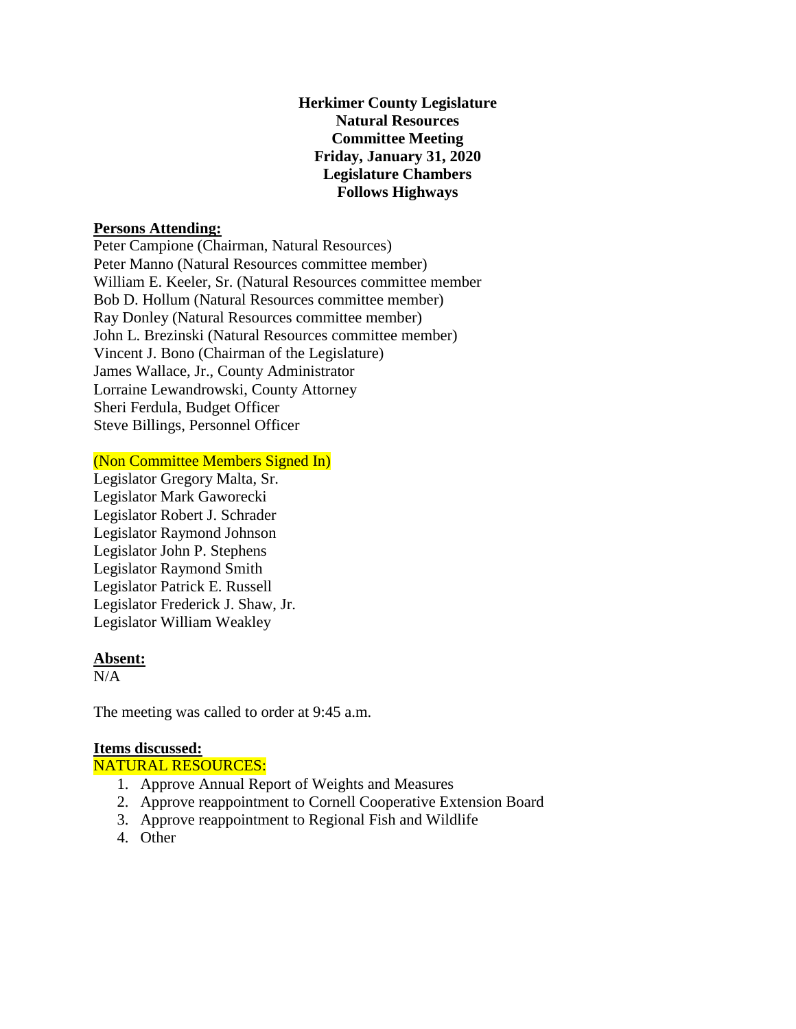**Herkimer County Legislature**
**Natural Resources**
**Committee Meeting**
**Friday, January 31, 2020**
**Legislature Chambers**
**Follows Highways**

**Persons Attending:**

Peter Campione (Chairman, Natural Resources)
Peter Manno (Natural Resources committee member)
William E. Keeler, Sr. (Natural Resources committee member
Bob D. Hollum (Natural Resources committee member)
Ray Donley (Natural Resources committee member)
John L. Brezinski (Natural Resources committee member)
Vincent J. Bono (Chairman of the Legislature)
James Wallace, Jr., County Administrator
Lorraine Lewandrowski, County Attorney
Sheri Ferdula, Budget Officer
Steve Billings, Personnel Officer

(Non Committee Members Signed In)

Legislator Gregory Malta, Sr.
Legislator Mark Gaworecki
Legislator Robert J. Schrader
Legislator Raymond Johnson
Legislator John P. Stephens
Legislator Raymond Smith
Legislator Patrick E. Russell
Legislator Frederick J. Shaw, Jr.
Legislator William Weakley

**Absent:**

N/A

The meeting was called to order at 9:45 a.m.

**Items discussed:**

NATURAL RESOURCES:

1. Approve Annual Report of Weights and Measures
2. Approve reappointment to Cornell Cooperative Extension Board
3. Approve reappointment to Regional Fish and Wildlife
4. Other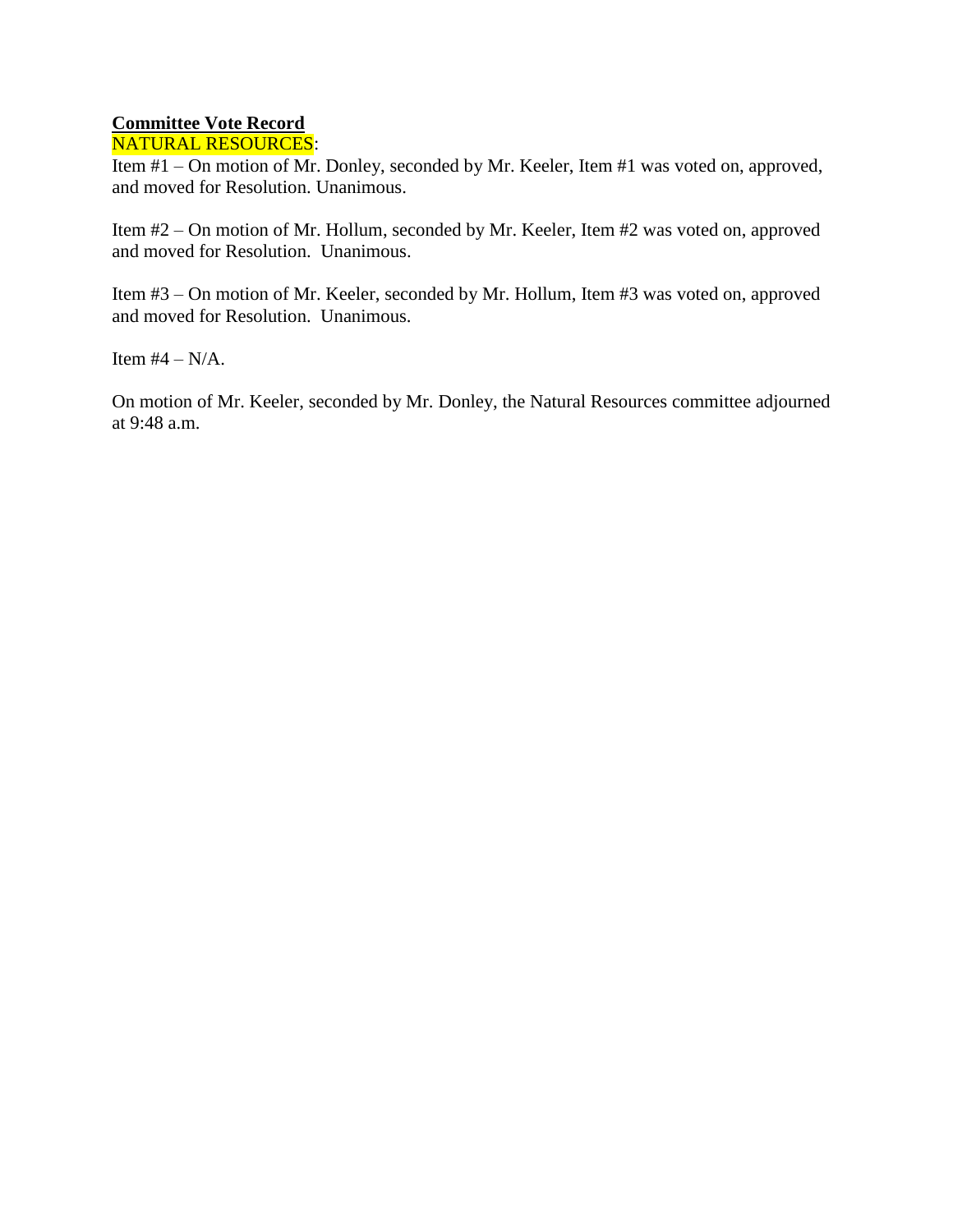**Committee Vote Record**

NATURAL RESOURCES:

Item #1 – On motion of Mr. Donley, seconded by Mr. Keeler, Item #1 was voted on, approved, and moved for Resolution. Unanimous.

Item #2 – On motion of Mr. Hollum, seconded by Mr. Keeler, Item #2 was voted on, approved and moved for Resolution. Unanimous.

Item #3 – On motion of Mr. Keeler, seconded by Mr. Hollum, Item #3 was voted on, approved and moved for Resolution. Unanimous.

Item #4 – N/A.

On motion of Mr. Keeler, seconded by Mr. Donley, the Natural Resources committee adjourned at 9:48 a.m.